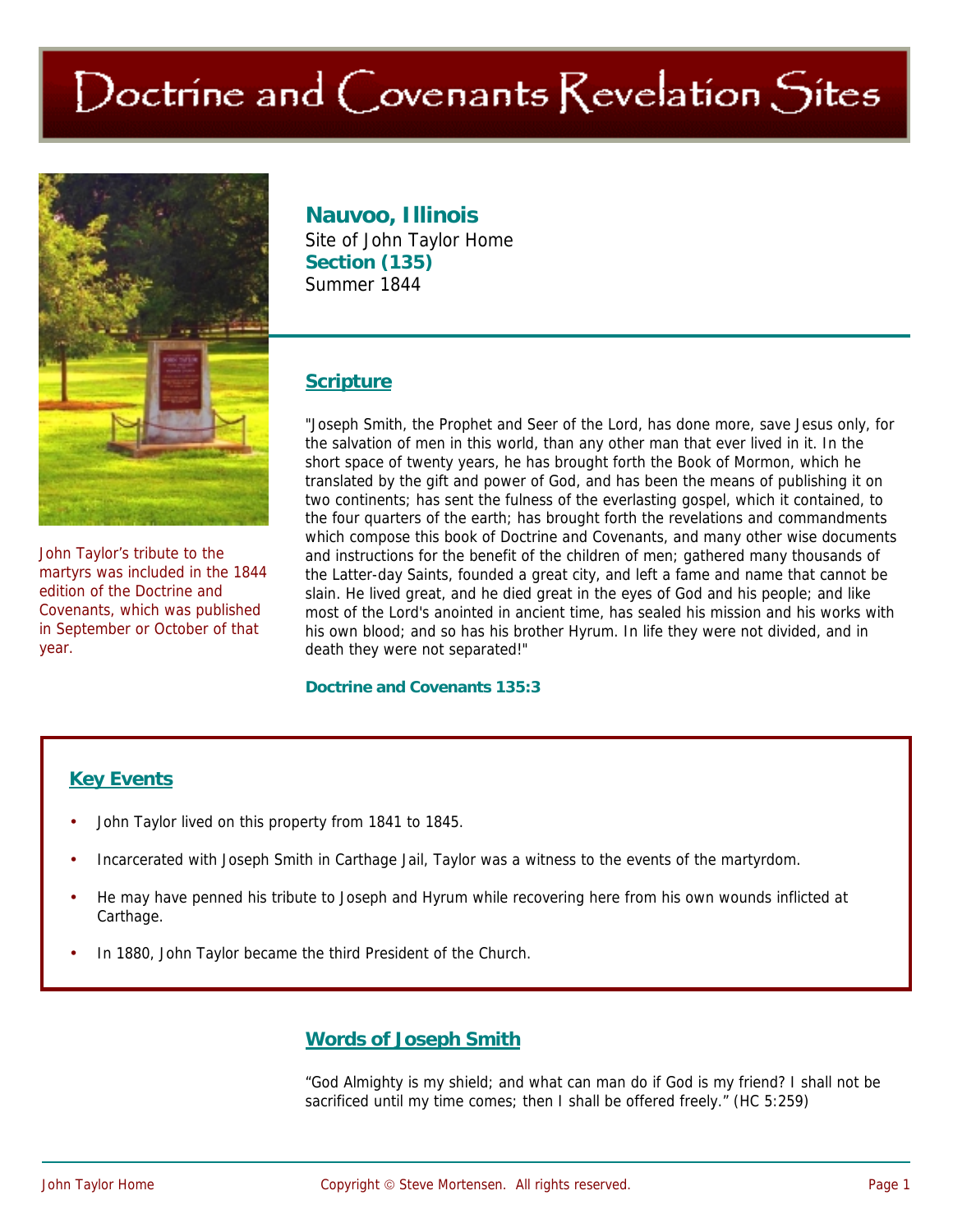# Doctrine and Covenants Revelation Sites

John Taylor's tribute to the martyrs was included in the 1844 edition of the Doctrine and Covenants, which was published in September or October of that year.

## Nauvoo, Illinois

Site of John Taylor Home

**Section (135)**

Summer 1844

## Scripture

"Joseph Smith, the Prophet and Seer of the Lord, has done more, save Jesus only, for the salvation of men in this world, than any other man that ever lived in it. In the short space of twenty years, he has brought forth the Book of Mormon, which he translated by the gift and power of God, and has been the means of publishing it on two continents; has sent the fulness of the everlasting gospel, which it contained, to the four quarters of the earth; has brought forth the revelations and commandments which compose this book of Doctrine and Covenants, and many other wise documents and instructions for the benefit of the children of men; gathered many thousands of the Latter-day Saints, founded a great city, and left a fame and name that cannot be slain. He lived great, and he died great in the eyes of God and his people; and like most of the Lord's anointed in ancient time, has sealed his mission and his works with his own blood; and so has his brother Hyrum. In life they were not divided, and in death they were not separated!"

**Doctrine and Covenants 135:3**

## Key Events

- John Taylor lived on this property from 1841 to 1845.
- Incarcerated with Joseph Smith in Carthage Jail, Taylor was a witness to the events of the martyrdom.
- He may have penned his tribute to Joseph and Hyrum while recovering here from his own wounds inflicted at Carthage.
- In 1880, John Taylor became the third President of the Church.

## Words of Joseph Smith

"God Almighty is my shield; and what can man do if God is my friend? I shall not be sacrificed until my time comes; then I shall be offered freely." (HC 5:259)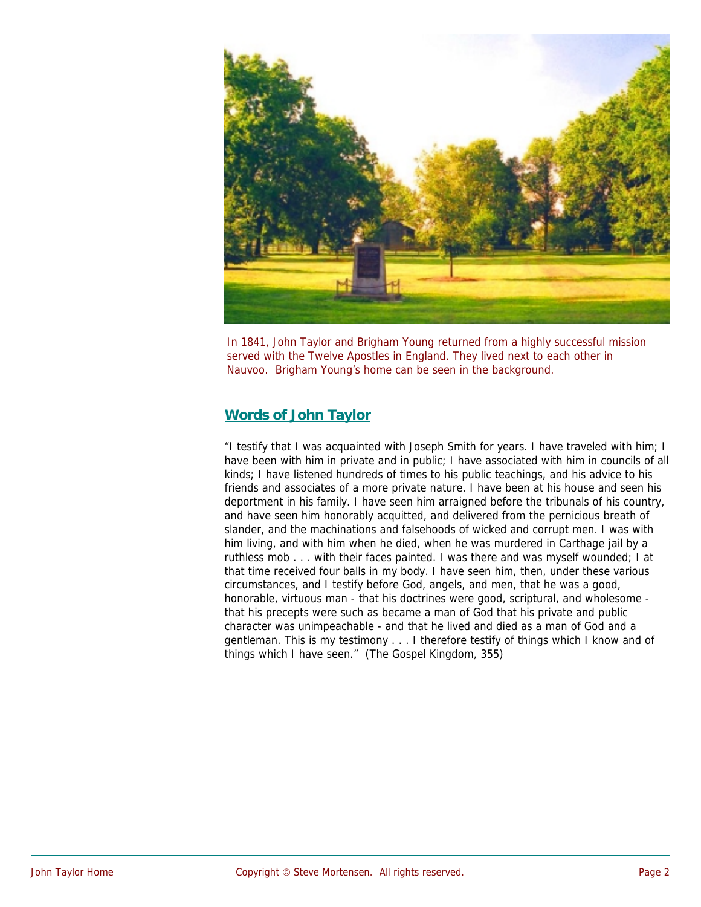In 1841, John Taylor and Brigham Young returned from a highly successful mission served with the Twelve Apostles in England. They lived next to each other in Nauvoo. Brigham Young's home can be seen in the background.

## Words of John Taylor

"I testify that I was acquainted with Joseph Smith for years. I have traveled with him; I have been with him in private and in public; I have associated with him in councils of all kinds; I have listened hundreds of times to his public teachings, and his advice to his friends and associates of a more private nature. I have been at his house and seen his deportment in his family. I have seen him arraigned before the tribunals of his country, and have seen him honorably acquitted, and delivered from the pernicious breath of slander, and the machinations and falsehoods of wicked and corrupt men. I was with him living, and with him when he died, when he was murdered in Carthage jail by a ruthless mob . . . with their faces painted. I was there and was myself wounded; I at that time received four balls in my body. I have seen him, then, under these various circumstances, and I testify before God, angels, and men, that he was a good, honorable, virtuous man - that his doctrines were good, scriptural, and wholesome - that his precepts were such as became a man of God that his private and public character was unimpeachable - and that he lived and died as a man of God and a gentleman. This is my testimony . . . I therefore testify of things which I know and of things which I have seen." (The Gospel Kingdom, 355)